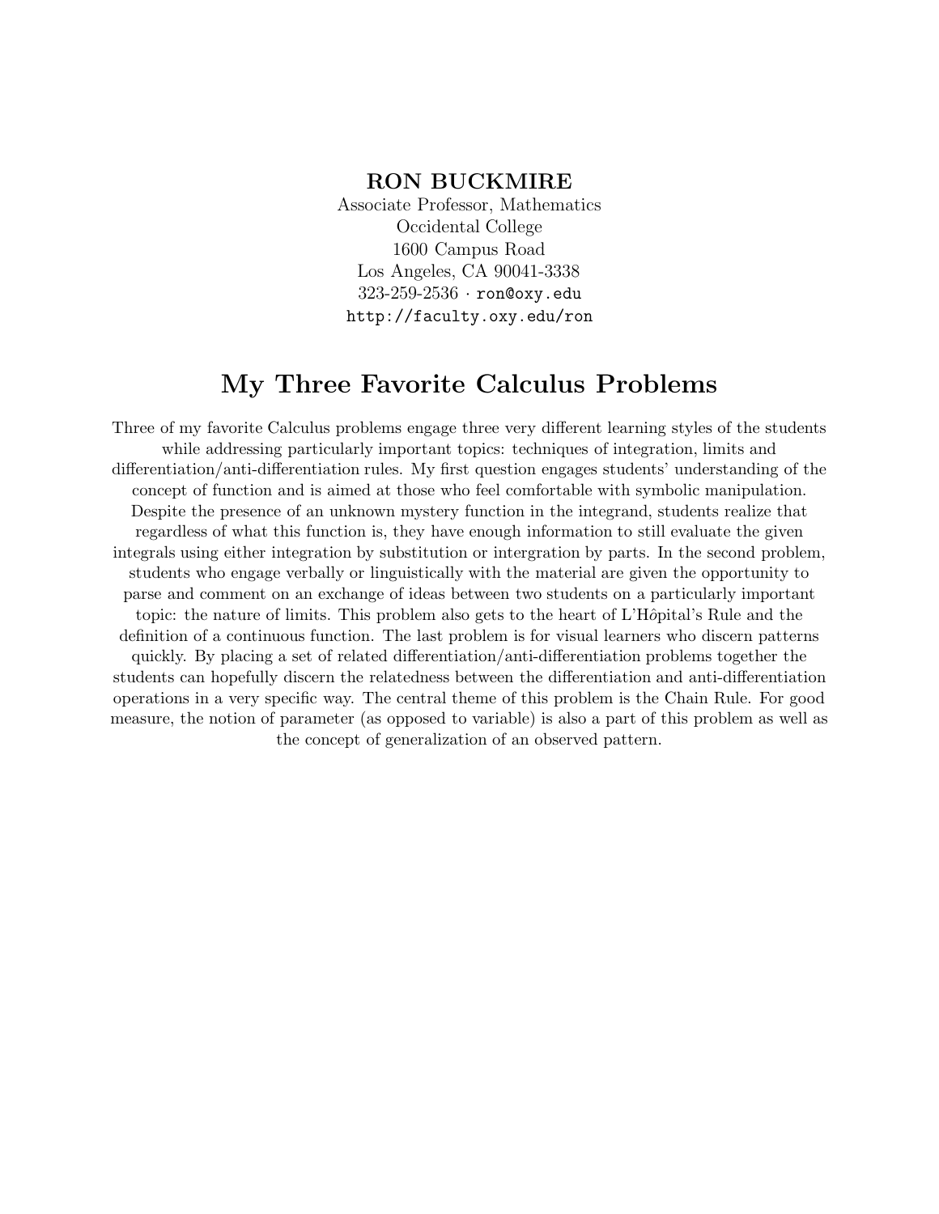**RON BUCKMIRE**
Associate Professor, Mathematics
Occidental College
1600 Campus Road
Los Angeles, CA 90041-3338
323-259-2536 · ron@oxy.edu
http://faculty.oxy.edu/ron

# My Three Favorite Calculus Problems

Three of my favorite Calculus problems engage three very different learning styles of the students while addressing particularly important topics: techniques of integration, limits and differentiation/anti-differentiation rules. My first question engages students' understanding of the concept of function and is aimed at those who feel comfortable with symbolic manipulation. Despite the presence of an unknown mystery function in the integrand, students realize that regardless of what this function is, they have enough information to still evaluate the given integrals using either integration by substitution or intergration by parts. In the second problem, students who engage verbally or linguistically with the material are given the opportunity to parse and comment on an exchange of ideas between two students on a particularly important topic: the nature of limits. This problem also gets to the heart of L'Hôpital's Rule and the definition of a continuous function. The last problem is for visual learners who discern patterns quickly. By placing a set of related differentiation/anti-differentiation problems together the students can hopefully discern the relatedness between the differentiation and anti-differentiation operations in a very specific way. The central theme of this problem is the Chain Rule. For good measure, the notion of parameter (as opposed to variable) is also a part of this problem as well as the concept of generalization of an observed pattern.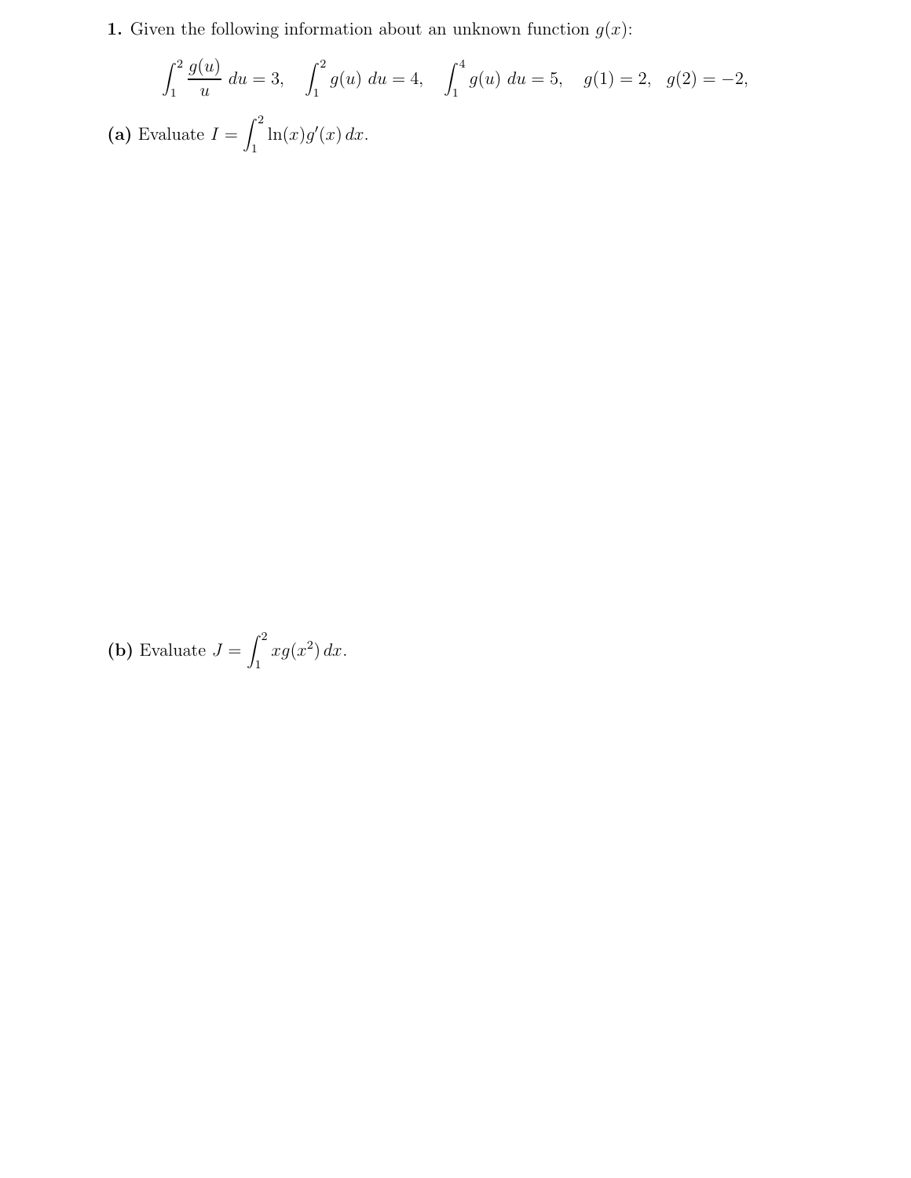**1.** Given the following information about an unknown function $g(x)$:

$$\int_1^2 \frac{g(u)}{u}\,du = 3, \quad \int_1^2 g(u)\,du = 4, \quad \int_1^4 g(u)\,du = 5, \quad g(1) = 2, \quad g(2) = -2,$$

**(a)** Evaluate $I = \int_1^2 \ln(x) g'(x)\,dx$.

**(b)** Evaluate $J = \int_1^2 x g(x^2)\,dx$.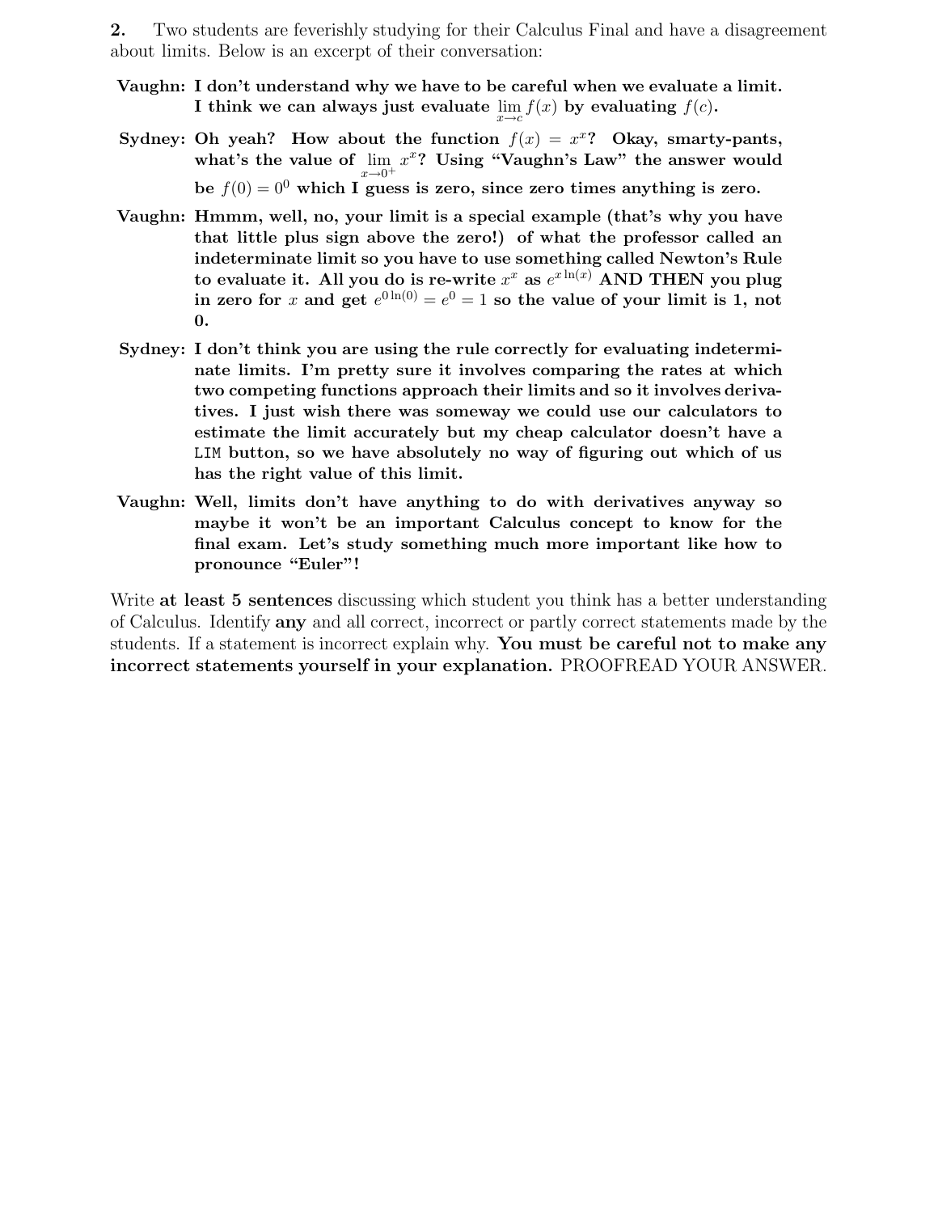**2.** Two students are feverishly studying for their Calculus Final and have a disagreement about limits. Below is an excerpt of their conversation:

**Vaughn: I don't understand why we have to be careful when we evaluate a limit. I think we can always just evaluate $\lim_{x \to c} f(x)$ by evaluating $f(c)$.**

**Sydney: Oh yeah? How about the function $f(x) = x^x$? Okay, smarty-pants, what's the value of $\lim_{x \to 0^+} x^x$? Using "Vaughn's Law" the answer would be $f(0) = 0^0$ which I guess is zero, since zero times anything is zero.**

**Vaughn: Hmmm, well, no, your limit is a special example (that's why you have that little plus sign above the zero!) of what the professor called an indeterminate limit so you have to use something called Newton's Rule to evaluate it. All you do is re-write $x^x$ as $e^{x \ln(x)}$ AND THEN you plug in zero for $x$ and get $e^{0 \ln(0)} = e^0 = 1$ so the value of your limit is 1, not 0.**

**Sydney: I don't think you are using the rule correctly for evaluating indeterminate limits. I'm pretty sure it involves comparing the rates at which two competing functions approach their limits and so it involves derivatives. I just wish there was someway we could use our calculators to estimate the limit accurately but my cheap calculator doesn't have a `LIM` button, so we have absolutely no way of figuring out which of us has the right value of this limit.**

**Vaughn: Well, limits don't have anything to do with derivatives anyway so maybe it won't be an important Calculus concept to know for the final exam. Let's study something much more important like how to pronounce "Euler"!**

Write **at least 5 sentences** discussing which student you think has a better understanding of Calculus. Identify **any** and all correct, incorrect or partly correct statements made by the students. If a statement is incorrect explain why. **You must be careful not to make any incorrect statements yourself in your explanation.** PROOFREAD YOUR ANSWER.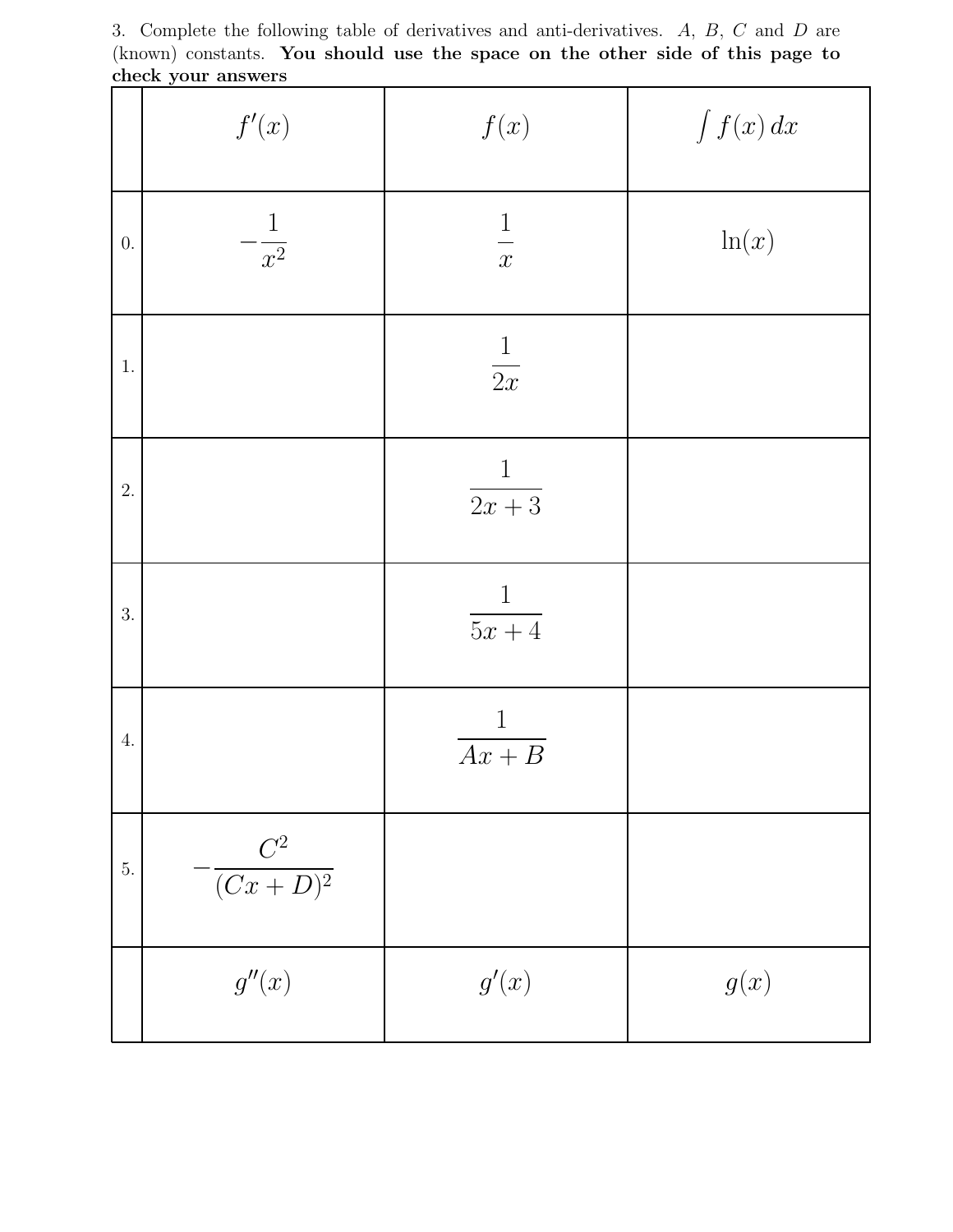3. Complete the following table of derivatives and anti-derivatives. $A$, $B$, $C$ and $D$ are (known) constants. **You should use the space on the other side of this page to check your answers**

| | $f'(x)$ | $f(x)$ | $\int f(x)\,dx$ |
|---|---|---|---|
| 0. | $-\dfrac{1}{x^2}$ | $\dfrac{1}{x}$ | $\ln(x)$ |
| 1. | | $\dfrac{1}{2x}$ | |
| 2. | | $\dfrac{1}{2x+3}$ | |
| 3. | | $\dfrac{1}{5x+4}$ | |
| 4. | | $\dfrac{1}{Ax+B}$ | |
| 5. | $-\dfrac{C^2}{(Cx+D)^2}$ | | |
| | $g''(x)$ | $g'(x)$ | $g(x)$ |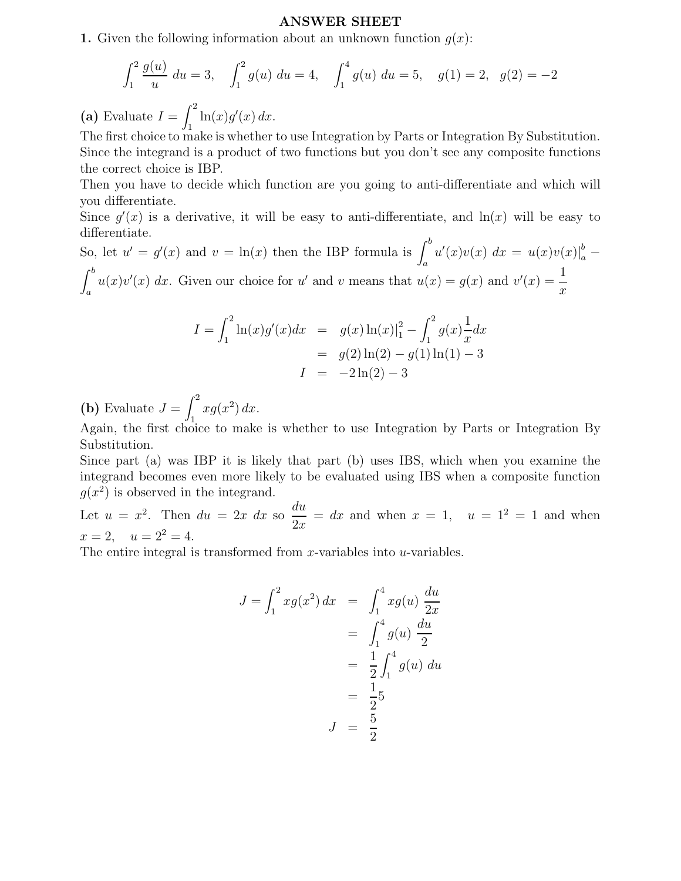# ANSWER SHEET

**1.** Given the following information about an unknown function $g(x)$:

$$\int_1^2 \frac{g(u)}{u}\, du = 3, \quad \int_1^2 g(u)\, du = 4, \quad \int_1^4 g(u)\, du = 5, \quad g(1) = 2, \quad g(2) = -2$$

**(a)** Evaluate $I = \int_1^2 \ln(x) g'(x)\, dx$.

The first choice to make is whether to use Integration by Parts or Integration By Substitution. Since the integrand is a product of two functions but you don't see any composite functions the correct choice is IBP.

Then you have to decide which function are you going to anti-differentiate and which will you differentiate.

Since $g'(x)$ is a derivative, it will be easy to anti-differentiate, and $\ln(x)$ will be easy to differentiate.

So, let $u' = g'(x)$ and $v = \ln(x)$ then the IBP formula is $\int_a^b u'(x)v(x)\, dx = u(x)v(x)|_a^b - \int_a^b u(x)v'(x)\, dx$. Given our choice for $u'$ and $v$ means that $u(x) = g(x)$ and $v'(x) = \frac{1}{x}$

$$\begin{aligned}
I = \int_1^2 \ln(x) g'(x) dx &= g(x)\ln(x)|_1^2 - \int_1^2 g(x)\frac{1}{x} dx \\
&= g(2)\ln(2) - g(1)\ln(1) - 3 \\
I &= -2\ln(2) - 3
\end{aligned}$$

**(b)** Evaluate $J = \int_1^2 x g(x^2)\, dx$.

Again, the first choice to make is whether to use Integration by Parts or Integration By Substitution.

Since part (a) was IBP it is likely that part (b) uses IBS, which when you examine the integrand becomes even more likely to be evaluated using IBS when a composite function $g(x^2)$ is observed in the integrand.

Let $u = x^2$. Then $du = 2x\ dx$ so $\frac{du}{2x} = dx$ and when $x = 1, \quad u = 1^2 = 1$ and when $x = 2, \quad u = 2^2 = 4$.

The entire integral is transformed from $x$-variables into $u$-variables.

$$\begin{aligned}
J = \int_1^2 x g(x^2)\, dx &= \int_1^4 x g(u)\, \frac{du}{2x} \\
&= \int_1^4 g(u)\, \frac{du}{2} \\
&= \frac{1}{2}\int_1^4 g(u)\, du \\
&= \frac{1}{2} 5 \\
J &= \frac{5}{2}
\end{aligned}$$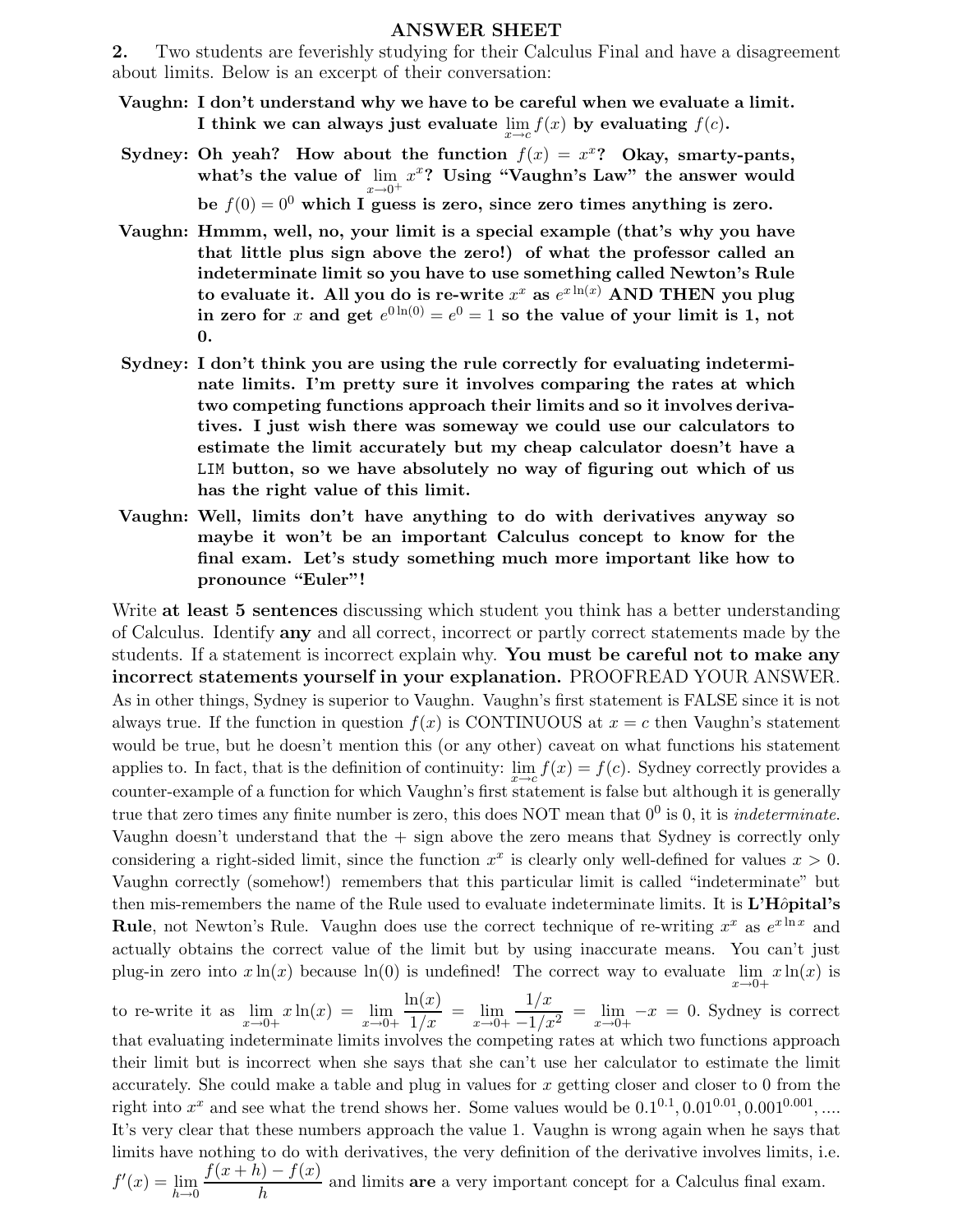# ANSWER SHEET

**2.** Two students are feverishly studying for their Calculus Final and have a disagreement about limits. Below is an excerpt of their conversation:

**Vaughn: I don't understand why we have to be careful when we evaluate a limit. I think we can always just evaluate $\lim_{x\to c} f(x)$ by evaluating $f(c)$.**

**Sydney: Oh yeah? How about the function $f(x) = x^x$? Okay, smarty-pants, what's the value of $\lim_{x\to 0^+} x^x$? Using "Vaughn's Law" the answer would be $f(0) = 0^0$ which I guess is zero, since zero times anything is zero.**

**Vaughn: Hmmm, well, no, your limit is a special example (that's why you have that little plus sign above the zero!) of what the professor called an indeterminate limit so you have to use something called Newton's Rule to evaluate it. All you do is re-write $x^x$ as $e^{x\ln(x)}$ AND THEN you plug in zero for $x$ and get $e^{0\ln(0)} = e^0 = 1$ so the value of your limit is 1, not 0.**

**Sydney: I don't think you are using the rule correctly for evaluating indeterminate limits. I'm pretty sure it involves comparing the rates at which two competing functions approach their limits and so it involves derivatives. I just wish there was someway we could use our calculators to estimate the limit accurately but my cheap calculator doesn't have a `LIM` button, so we have absolutely no way of figuring out which of us has the right value of this limit.**

**Vaughn: Well, limits don't have anything to do with derivatives anyway so maybe it won't be an important Calculus concept to know for the final exam. Let's study something much more important like how to pronounce "Euler"!**

Write **at least 5 sentences** discussing which student you think has a better understanding of Calculus. Identify **any** and all correct, incorrect or partly correct statements made by the students. If a statement is incorrect explain why. **You must be careful not to make any incorrect statements yourself in your explanation.** PROOFREAD YOUR ANSWER.

As in other things, Sydney is superior to Vaughn. Vaughn's first statement is FALSE since it is not always true. If the function in question $f(x)$ is CONTINUOUS at $x = c$ then Vaughn's statement would be true, but he doesn't mention this (or any other) caveat on what functions his statement applies to. In fact, that is the definition of continuity: $\lim_{x\to c} f(x) = f(c)$. Sydney correctly provides a counter-example of a function for which Vaughn's first statement is false but although it is generally true that zero times any finite number is zero, this does NOT mean that $0^0$ is 0, it is *indeterminate*. Vaughn doesn't understand that the + sign above the zero means that Sydney is correctly only considering a right-sided limit, since the function $x^x$ is clearly only well-defined for values $x > 0$. Vaughn correctly (somehow!) remembers that this particular limit is called "indeterminate" but then mis-remembers the name of the Rule used to evaluate indeterminate limits. It is **L'Hôpital's Rule**, not Newton's Rule. Vaughn does use the correct technique of re-writing $x^x$ as $e^{x\ln x}$ and actually obtains the correct value of the limit but by using inaccurate means. You can't just plug-in zero into $x\ln(x)$ because $\ln(0)$ is undefined! The correct way to evaluate $\lim_{x\to 0+} x\ln(x)$ is to re-write it as $\lim_{x\to 0+} x\ln(x) = \lim_{x\to 0+} \dfrac{\ln(x)}{1/x} = \lim_{x\to 0+} \dfrac{1/x}{-1/x^2} = \lim_{x\to 0+} -x = 0$. Sydney is correct that evaluating indeterminate limits involves the competing rates at which two functions approach their limit but is incorrect when she says that she can't use her calculator to estimate the limit accurately. She could make a table and plug in values for $x$ getting closer and closer to 0 from the right into $x^x$ and see what the trend shows her. Some values would be $0.1^{0.1}, 0.01^{0.01}, 0.001^{0.001}, \ldots$. It's very clear that these numbers approach the value 1. Vaughn is wrong again when he says that limits have nothing to do with derivatives, the very definition of the derivative involves limits, i.e. $f'(x) = \lim_{h\to 0} \dfrac{f(x+h) - f(x)}{h}$ and limits **are** a very important concept for a Calculus final exam.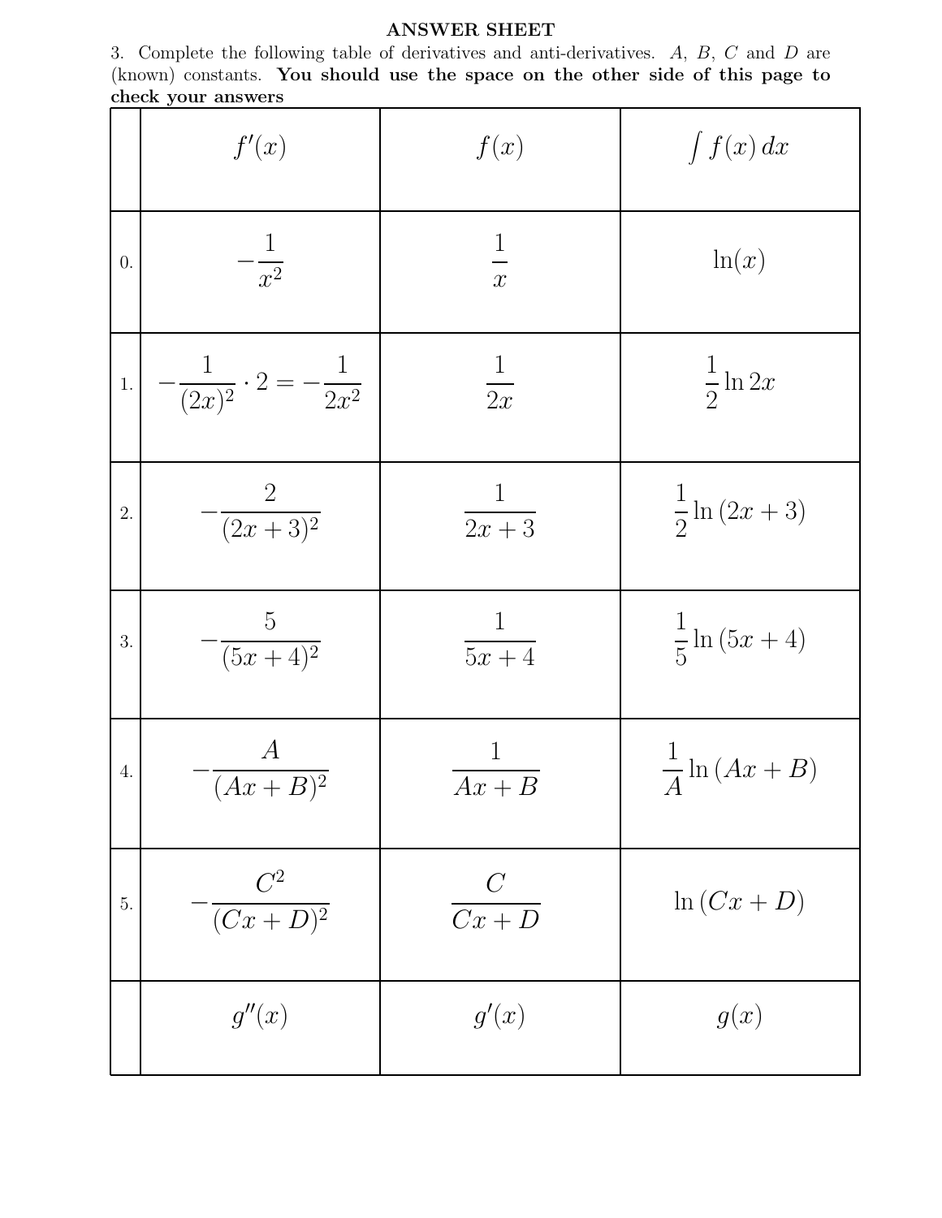**ANSWER SHEET**

3. Complete the following table of derivatives and anti-derivatives. $A$, $B$, $C$ and $D$ are (known) constants. **You should use the space on the other side of this page to check your answers**

| | $f'(x)$ | $f(x)$ | $\int f(x)\,dx$ |
|---|---|---|---|
| 0. | $-\dfrac{1}{x^2}$ | $\dfrac{1}{x}$ | $\ln(x)$ |
| 1. | $-\dfrac{1}{(2x)^2}\cdot 2 = -\dfrac{1}{2x^2}$ | $\dfrac{1}{2x}$ | $\dfrac{1}{2}\ln 2x$ |
| 2. | $-\dfrac{2}{(2x+3)^2}$ | $\dfrac{1}{2x+3}$ | $\dfrac{1}{2}\ln(2x+3)$ |
| 3. | $-\dfrac{5}{(5x+4)^2}$ | $\dfrac{1}{5x+4}$ | $\dfrac{1}{5}\ln(5x+4)$ |
| 4. | $-\dfrac{A}{(Ax+B)^2}$ | $\dfrac{1}{Ax+B}$ | $\dfrac{1}{A}\ln(Ax+B)$ |
| 5. | $-\dfrac{C^2}{(Cx+D)^2}$ | $\dfrac{C}{Cx+D}$ | $\ln(Cx+D)$ |
| | $g''(x)$ | $g'(x)$ | $g(x)$ |